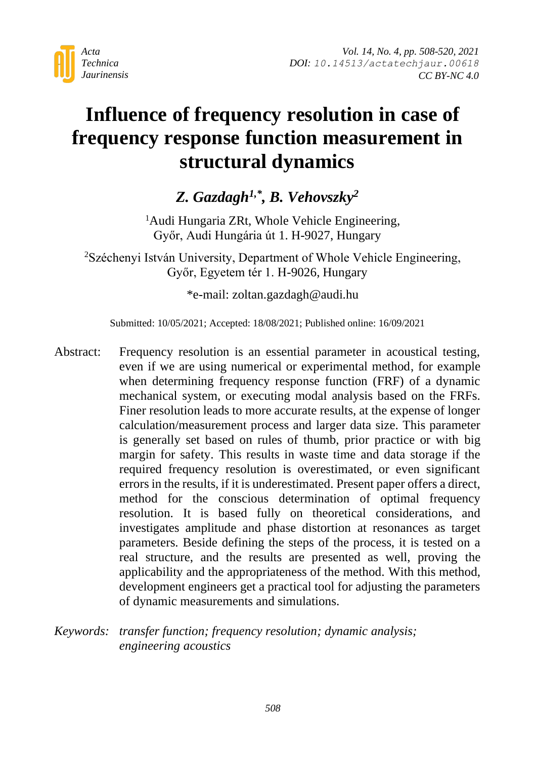# Influence of frequency resolution in case of frequency response function measurement in structural dynamics

***Z. Gazdagh[1,*], B. Vehovszky[2]***

[1]Audi Hungaria ZRt, Whole Vehicle Engineering,
Győr, Audi Hungária út 1. H-9027, Hungary

[2]Széchenyi István University, Department of Whole Vehicle Engineering,
Győr, Egyetem tér 1. H-9026, Hungary

*e-mail: zoltan.gazdagh@audi.hu

Submitted: 10/05/2021; Accepted: 18/08/2021; Published online: 16/09/2021

Abstract: Frequency resolution is an essential parameter in acoustical testing, even if we are using numerical or experimental method, for example when determining frequency response function (FRF) of a dynamic mechanical system, or executing modal analysis based on the FRFs. Finer resolution leads to more accurate results, at the expense of longer calculation/measurement process and larger data size. This parameter is generally set based on rules of thumb, prior practice or with big margin for safety. This results in waste time and data storage if the required frequency resolution is overestimated, or even significant errors in the results, if it is underestimated. Present paper offers a direct, method for the conscious determination of optimal frequency resolution. It is based fully on theoretical considerations, and investigates amplitude and phase distortion at resonances as target parameters. Beside defining the steps of the process, it is tested on a real structure, and the results are presented as well, proving the applicability and the appropriateness of the method. With this method, development engineers get a practical tool for adjusting the parameters of dynamic measurements and simulations.

*Keywords: transfer function; frequency resolution; dynamic analysis; engineering acoustics*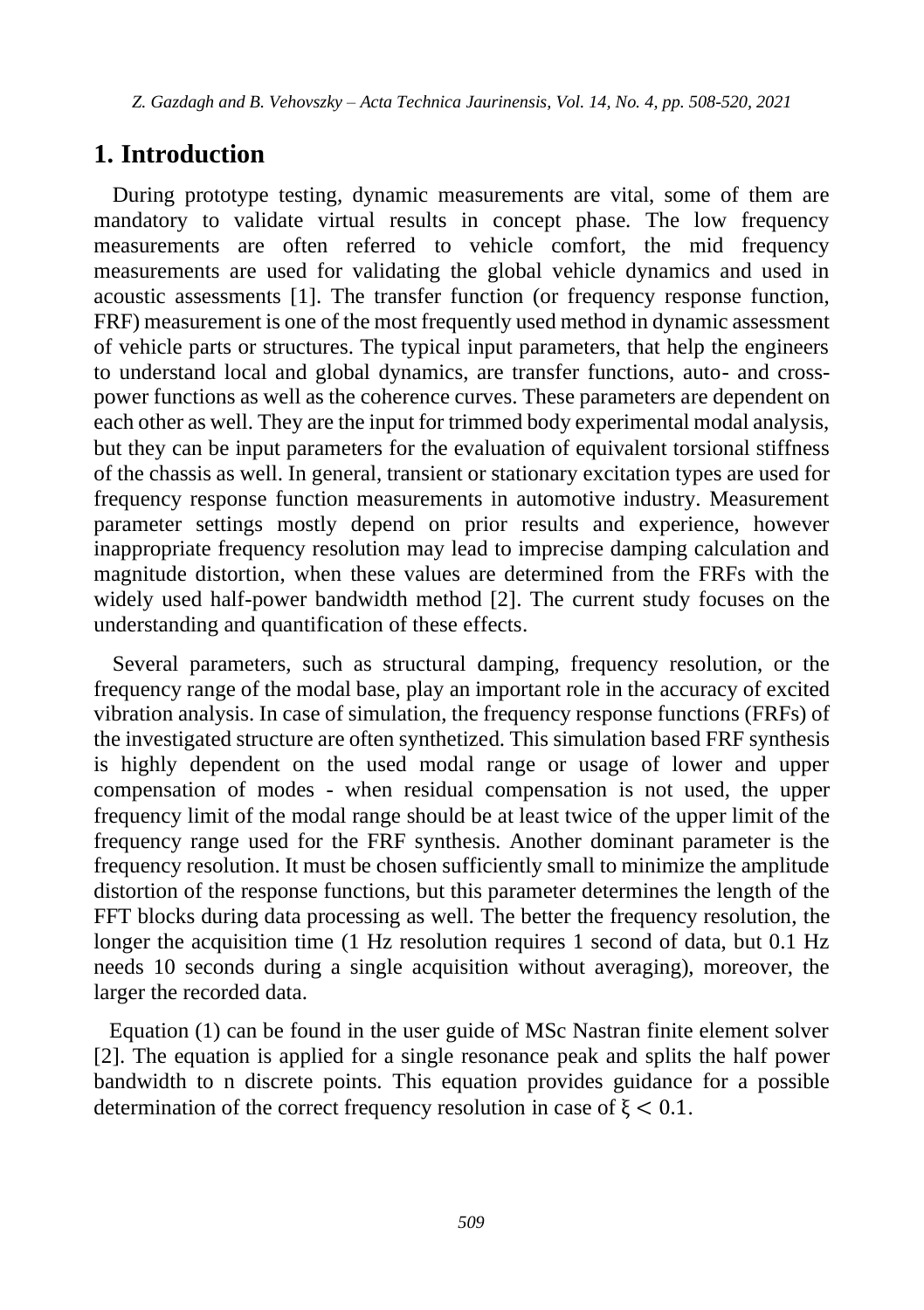## 1. Introduction

During prototype testing, dynamic measurements are vital, some of them are mandatory to validate virtual results in concept phase. The low frequency measurements are often referred to vehicle comfort, the mid frequency measurements are used for validating the global vehicle dynamics and used in acoustic assessments [1]. The transfer function (or frequency response function, FRF) measurement is one of the most frequently used method in dynamic assessment of vehicle parts or structures. The typical input parameters, that help the engineers to understand local and global dynamics, are transfer functions, auto- and cross-power functions as well as the coherence curves. These parameters are dependent on each other as well. They are the input for trimmed body experimental modal analysis, but they can be input parameters for the evaluation of equivalent torsional stiffness of the chassis as well. In general, transient or stationary excitation types are used for frequency response function measurements in automotive industry. Measurement parameter settings mostly depend on prior results and experience, however inappropriate frequency resolution may lead to imprecise damping calculation and magnitude distortion, when these values are determined from the FRFs with the widely used half-power bandwidth method [2]. The current study focuses on the understanding and quantification of these effects.

Several parameters, such as structural damping, frequency resolution, or the frequency range of the modal base, play an important role in the accuracy of excited vibration analysis. In case of simulation, the frequency response functions (FRFs) of the investigated structure are often synthetized. This simulation based FRF synthesis is highly dependent on the used modal range or usage of lower and upper compensation of modes - when residual compensation is not used, the upper frequency limit of the modal range should be at least twice of the upper limit of the frequency range used for the FRF synthesis. Another dominant parameter is the frequency resolution. It must be chosen sufficiently small to minimize the amplitude distortion of the response functions, but this parameter determines the length of the FFT blocks during data processing as well. The better the frequency resolution, the longer the acquisition time (1 Hz resolution requires 1 second of data, but 0.1 Hz needs 10 seconds during a single acquisition without averaging), moreover, the larger the recorded data.

Equation (1) can be found in the user guide of MSc Nastran finite element solver [2]. The equation is applied for a single resonance peak and splits the half power bandwidth to n discrete points. This equation provides guidance for a possible determination of the correct frequency resolution in case of $\xi < 0.1$.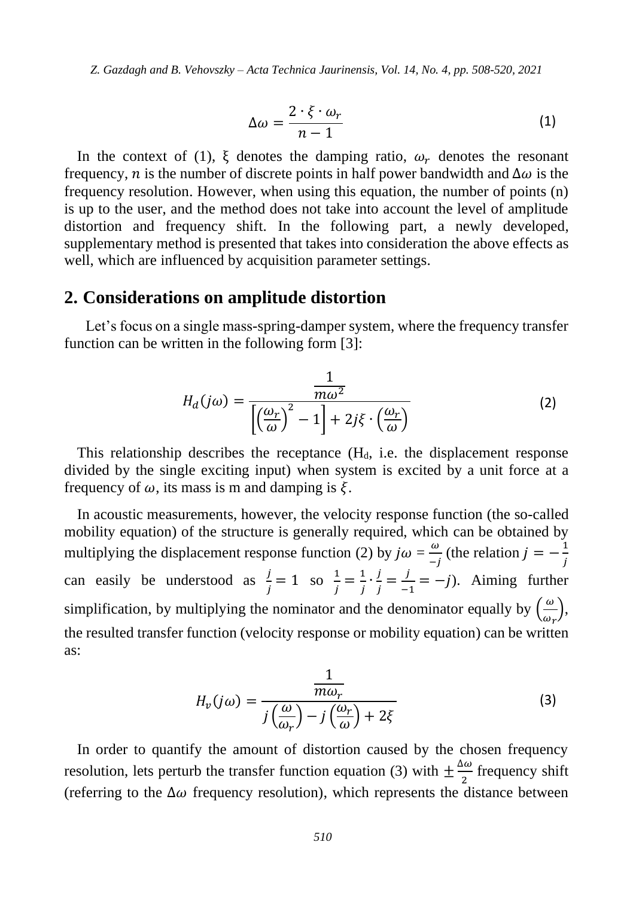$$\Delta\omega = \frac{2 \cdot \xi \cdot \omega_r}{n-1} \tag{1}$$

In the context of (1), ξ denotes the damping ratio, $\omega_r$ denotes the resonant frequency, $n$ is the number of discrete points in half power bandwidth and $\Delta\omega$ is the frequency resolution. However, when using this equation, the number of points (n) is up to the user, and the method does not take into account the level of amplitude distortion and frequency shift. In the following part, a newly developed, supplementary method is presented that takes into consideration the above effects as well, which are influenced by acquisition parameter settings.

## 2. Considerations on amplitude distortion

Let's focus on a single mass-spring-damper system, where the frequency transfer function can be written in the following form [3]:

$$H_d(j\omega) = \frac{\frac{1}{m\omega^2}}{\left[\left(\frac{\omega_r}{\omega}\right)^2 - 1\right] + 2j\xi \cdot \left(\frac{\omega_r}{\omega}\right)} \tag{2}$$

This relationship describes the receptance ($H_d$, i.e. the displacement response divided by the single exciting input) when system is excited by a unit force at a frequency of $\omega$, its mass is m and damping is $\xi$.

In acoustic measurements, however, the velocity response function (the so-called mobility equation) of the structure is generally required, which can be obtained by multiplying the displacement response function (2) by $j\omega = \frac{\omega}{-j}$ (the relation $j = -\frac{1}{j}$ can easily be understood as $\frac{j}{j} = 1$ so $\frac{1}{j} = \frac{1}{j} \cdot \frac{j}{j} = \frac{j}{-1} = -j$). Aiming further simplification, by multiplying the nominator and the denominator equally by $\left(\frac{\omega}{\omega_r}\right)$, the resulted transfer function (velocity response or mobility equation) can be written as:

$$H_v(j\omega) = \frac{\frac{1}{m\omega_r}}{j\left(\frac{\omega}{\omega_r}\right) - j\left(\frac{\omega_r}{\omega}\right) + 2\xi} \tag{3}$$

In order to quantify the amount of distortion caused by the chosen frequency resolution, lets perturb the transfer function equation (3) with $\pm\frac{\Delta\omega}{2}$ frequency shift (referring to the $\Delta\omega$ frequency resolution), which represents the distance between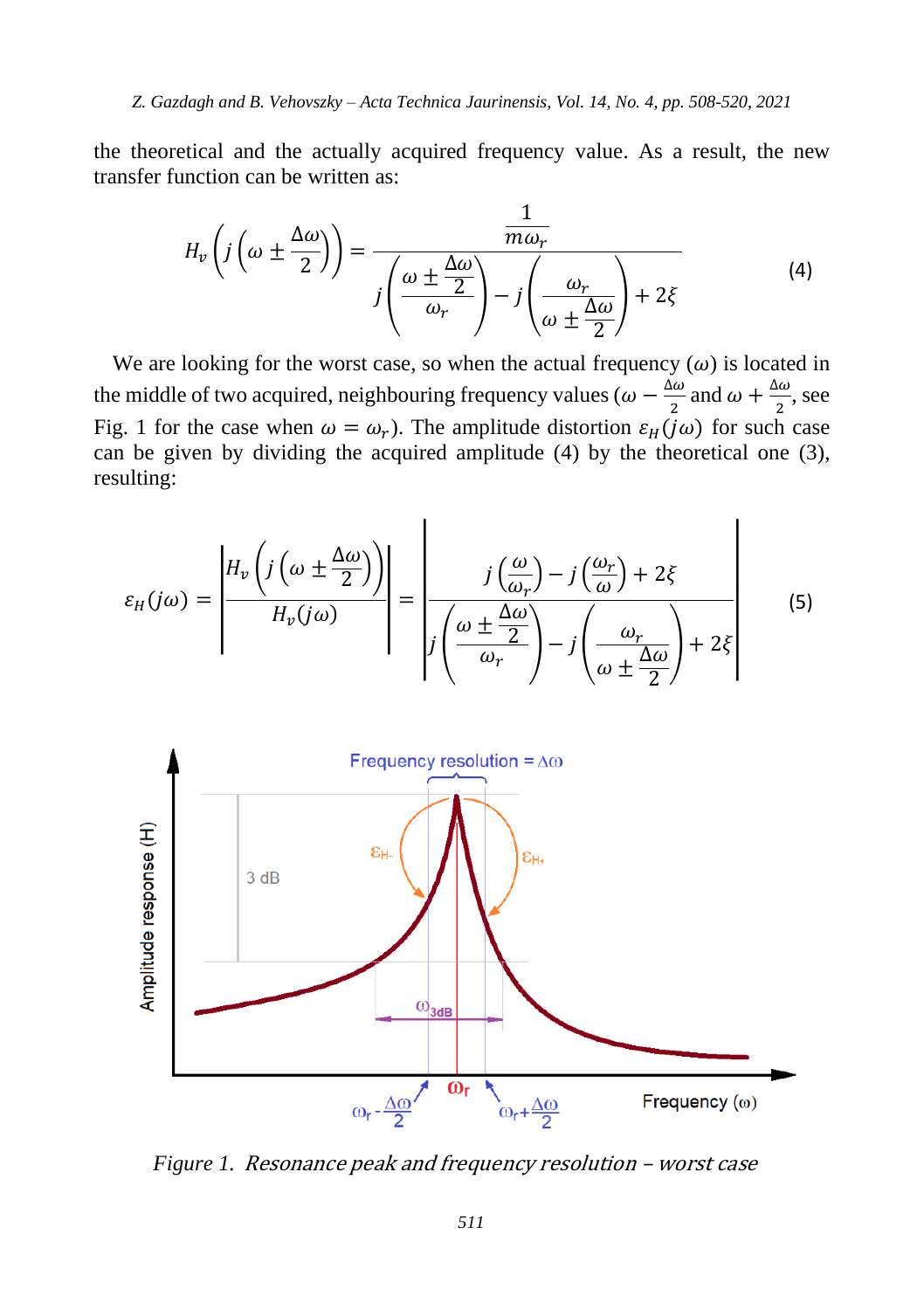the theoretical and the actually acquired frequency value. As a result, the new transfer function can be written as:

$$H_v\left(j\left(\omega \pm \frac{\Delta\omega}{2}\right)\right) = \frac{\frac{1}{m\omega_r}}{j\left(\frac{\omega \pm \frac{\Delta\omega}{2}}{\omega_r}\right) - j\left(\frac{\omega_r}{\omega \pm \frac{\Delta\omega}{2}}\right) + 2\xi} \tag{4}$$

We are looking for the worst case, so when the actual frequency ($\omega$) is located in the middle of two acquired, neighbouring frequency values ($\omega - \frac{\Delta\omega}{2}$ and $\omega + \frac{\Delta\omega}{2}$, see Fig. 1 for the case when $\omega = \omega_r$). The amplitude distortion $\varepsilon_H(j\omega)$ for such case can be given by dividing the acquired amplitude (4) by the theoretical one (3), resulting:

$$\varepsilon_H(j\omega) = \left| \frac{H_v\left(j\left(\omega \pm \frac{\Delta\omega}{2}\right)\right)}{H_v(j\omega)} \right| = \left| \frac{j\left(\frac{\omega}{\omega_r}\right) - j\left(\frac{\omega_r}{\omega}\right) + 2\xi}{j\left(\frac{\omega \pm \frac{\Delta\omega}{2}}{\omega_r}\right) - j\left(\frac{\omega_r}{\omega \pm \frac{\Delta\omega}{2}}\right) + 2\xi} \right| \tag{5}$$

*Figure 1. Resonance peak and frequency resolution – worst case*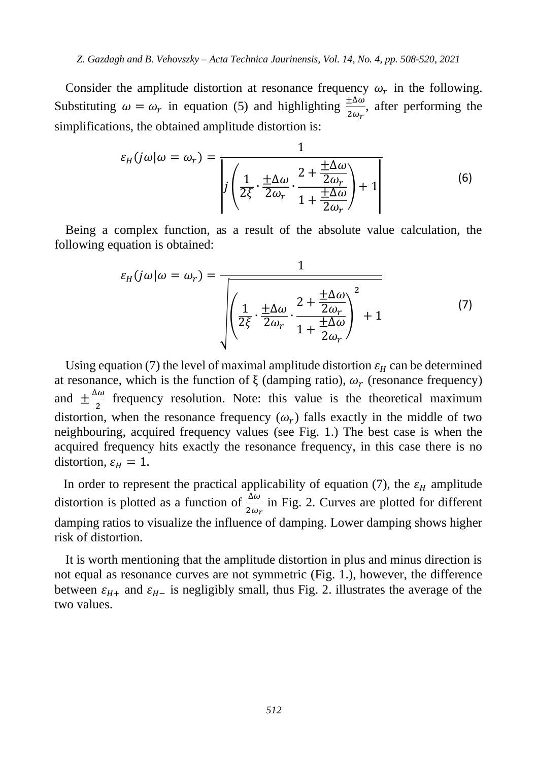Consider the amplitude distortion at resonance frequency $\omega_r$ in the following. Substituting $\omega = \omega_r$ in equation (5) and highlighting $\frac{\pm\Delta\omega}{2\omega_r}$, after performing the simplifications, the obtained amplitude distortion is:

$$\varepsilon_H(j\omega|\omega = \omega_r) = \frac{1}{\left| j\left(\frac{1}{2\xi} \cdot \frac{\pm\Delta\omega}{2\omega_r} \cdot \frac{2 + \frac{\pm\Delta\omega}{2\omega_r}}{1 + \frac{\pm\Delta\omega}{2\omega_r}}\right) + 1 \right|} \tag{6}$$

Being a complex function, as a result of the absolute value calculation, the following equation is obtained:

$$\varepsilon_H(j\omega|\omega = \omega_r) = \frac{1}{\sqrt{\left(\frac{1}{2\xi} \cdot \frac{\pm\Delta\omega}{2\omega_r} \cdot \frac{2 + \frac{\pm\Delta\omega}{2\omega_r}}{1 + \frac{\pm\Delta\omega}{2\omega_r}}\right)^2 + 1}} \tag{7}$$

Using equation (7) the level of maximal amplitude distortion $\varepsilon_H$ can be determined at resonance, which is the function of ξ (damping ratio), $\omega_r$ (resonance frequency) and $\pm\frac{\Delta\omega}{2}$ frequency resolution. Note: this value is the theoretical maximum distortion, when the resonance frequency ($\omega_r$) falls exactly in the middle of two neighbouring, acquired frequency values (see Fig. 1.) The best case is when the acquired frequency hits exactly the resonance frequency, in this case there is no distortion, $\varepsilon_H = 1$.

In order to represent the practical applicability of equation (7), the $\varepsilon_H$ amplitude distortion is plotted as a function of $\frac{\Delta\omega}{2\omega_r}$ in Fig. 2. Curves are plotted for different damping ratios to visualize the influence of damping. Lower damping shows higher risk of distortion.

It is worth mentioning that the amplitude distortion in plus and minus direction is not equal as resonance curves are not symmetric (Fig. 1.), however, the difference between $\varepsilon_{H+}$ and $\varepsilon_{H-}$ is negligibly small, thus Fig. 2. illustrates the average of the two values.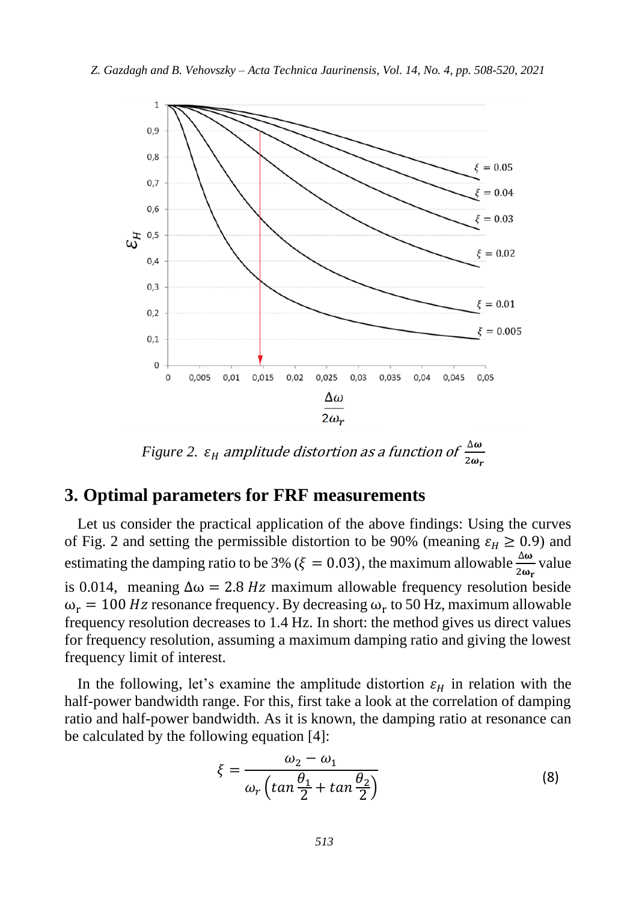Figure 2. $\varepsilon_H$ amplitude distortion as a function of $\frac{\Delta\omega}{2\omega_r}$

## 3. Optimal parameters for FRF measurements

Let us consider the practical application of the above findings: Using the curves of Fig. 2 and setting the permissible distortion to be 90% (meaning $\varepsilon_H \geq 0.9$) and estimating the damping ratio to be 3% ($\xi = 0.03$), the maximum allowable $\frac{\Delta\omega}{2\omega_r}$ value is 0.014, meaning $\Delta\omega = 2.8\ Hz$ maximum allowable frequency resolution beside $\omega_r = 100\ Hz$ resonance frequency. By decreasing $\omega_r$ to 50 Hz, maximum allowable frequency resolution decreases to 1.4 Hz. In short: the method gives us direct values for frequency resolution, assuming a maximum damping ratio and giving the lowest frequency limit of interest.

In the following, let's examine the amplitude distortion $\varepsilon_H$ in relation with the half-power bandwidth range. For this, first take a look at the correlation of damping ratio and half-power bandwidth. As it is known, the damping ratio at resonance can be calculated by the following equation [4]:

$$\xi = \frac{\omega_2 - \omega_1}{\omega_r \left( tan\frac{\theta_1}{2} + tan\frac{\theta_2}{2} \right)} \tag{8}$$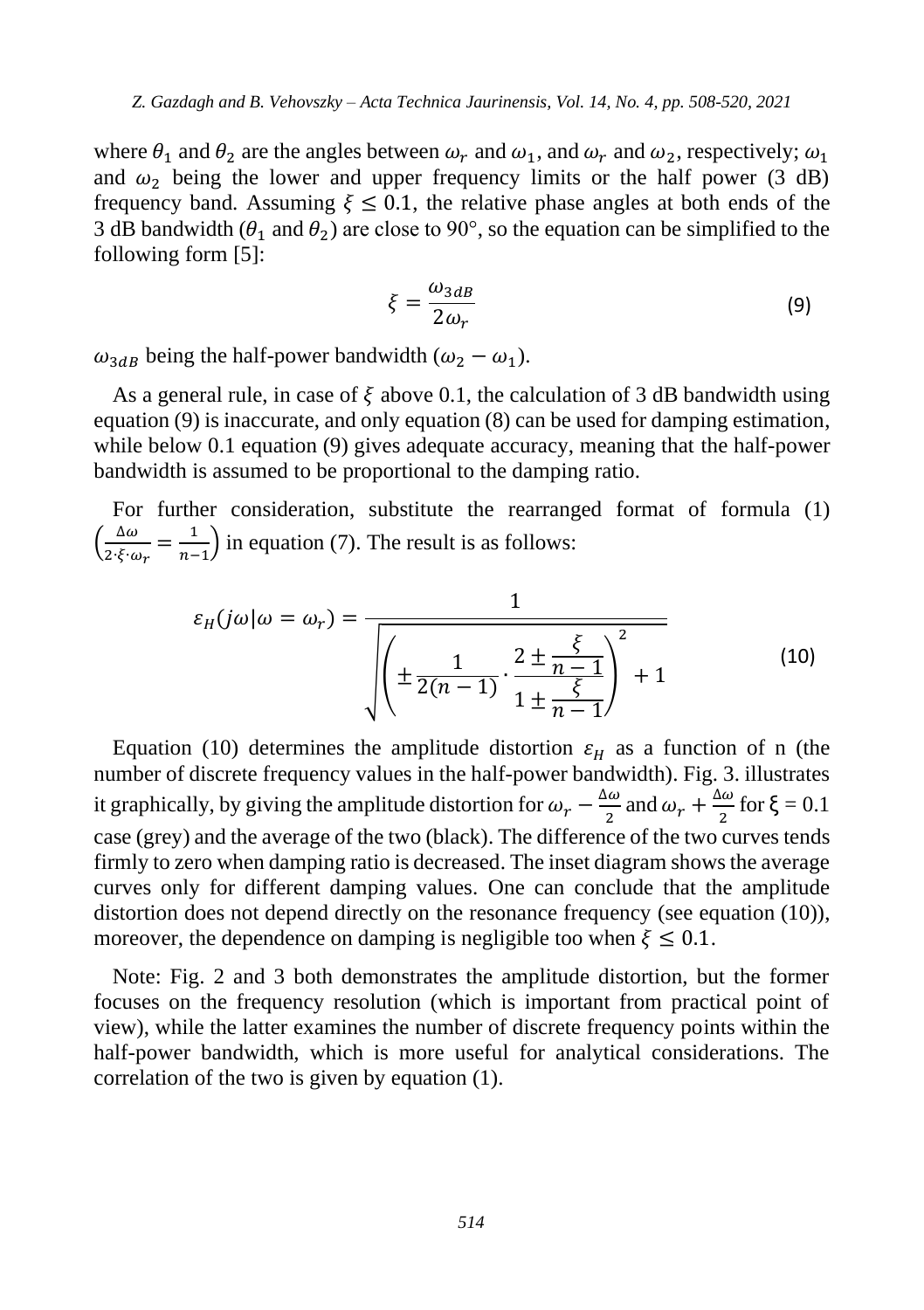where $\theta_1$ and $\theta_2$ are the angles between $\omega_r$ and $\omega_1$, and $\omega_r$ and $\omega_2$, respectively; $\omega_1$ and $\omega_2$ being the lower and upper frequency limits or the half power (3 dB) frequency band. Assuming $\xi \leq 0.1$, the relative phase angles at both ends of the 3 dB bandwidth ($\theta_1$ and $\theta_2$) are close to 90°, so the equation can be simplified to the following form [5]:

$$\xi = \frac{\omega_{3dB}}{2\omega_r} \tag{9}$$

$\omega_{3dB}$ being the half-power bandwidth ($\omega_2 - \omega_1$).

As a general rule, in case of $\xi$ above 0.1, the calculation of 3 dB bandwidth using equation (9) is inaccurate, and only equation (8) can be used for damping estimation, while below 0.1 equation (9) gives adequate accuracy, meaning that the half-power bandwidth is assumed to be proportional to the damping ratio.

For further consideration, substitute the rearranged format of formula (1) $\left(\frac{\Delta\omega}{2\cdot\xi\cdot\omega_r} = \frac{1}{n-1}\right)$ in equation (7). The result is as follows:

$$\varepsilon_H(j\omega|\omega = \omega_r) = \frac{1}{\sqrt{\left(\pm\frac{1}{2(n-1)}\cdot\frac{2 \pm \frac{\xi}{n-1}}{1 \pm \frac{\xi}{n-1}}\right)^2 + 1}} \tag{10}$$

Equation (10) determines the amplitude distortion $\varepsilon_H$ as a function of n (the number of discrete frequency values in the half-power bandwidth). Fig. 3. illustrates it graphically, by giving the amplitude distortion for $\omega_r - \frac{\Delta\omega}{2}$ and $\omega_r + \frac{\Delta\omega}{2}$ for $\xi = 0.1$ case (grey) and the average of the two (black). The difference of the two curves tends firmly to zero when damping ratio is decreased. The inset diagram shows the average curves only for different damping values. One can conclude that the amplitude distortion does not depend directly on the resonance frequency (see equation (10)), moreover, the dependence on damping is negligible too when $\xi \leq 0.1$.

Note: Fig. 2 and 3 both demonstrates the amplitude distortion, but the former focuses on the frequency resolution (which is important from practical point of view), while the latter examines the number of discrete frequency points within the half-power bandwidth, which is more useful for analytical considerations. The correlation of the two is given by equation (1).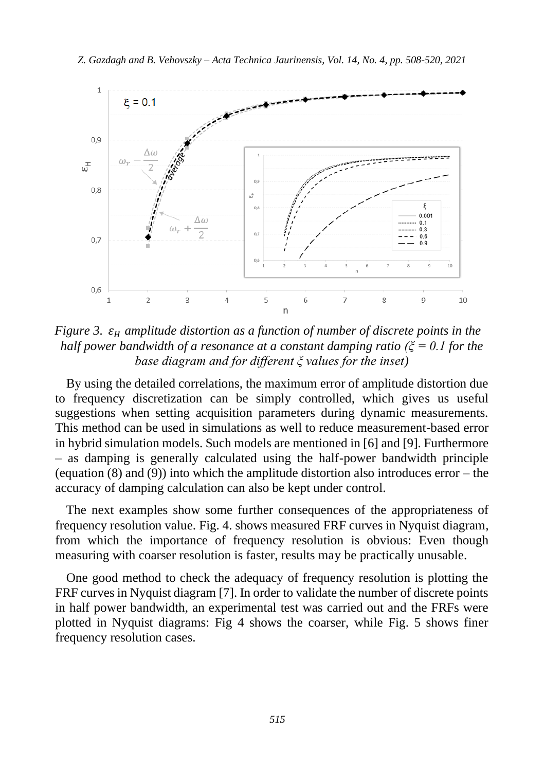*Figure 3. $\varepsilon_H$ amplitude distortion as a function of number of discrete points in the half power bandwidth of a resonance at a constant damping ratio ($\xi = 0.1$ for the base diagram and for different $\xi$ values for the inset)*

By using the detailed correlations, the maximum error of amplitude distortion due to frequency discretization can be simply controlled, which gives us useful suggestions when setting acquisition parameters during dynamic measurements. This method can be used in simulations as well to reduce measurement-based error in hybrid simulation models. Such models are mentioned in [6] and [9]. Furthermore – as damping is generally calculated using the half-power bandwidth principle (equation (8) and (9)) into which the amplitude distortion also introduces error – the accuracy of damping calculation can also be kept under control.

The next examples show some further consequences of the appropriateness of frequency resolution value. Fig. 4. shows measured FRF curves in Nyquist diagram, from which the importance of frequency resolution is obvious: Even though measuring with coarser resolution is faster, results may be practically unusable.

One good method to check the adequacy of frequency resolution is plotting the FRF curves in Nyquist diagram [7]. In order to validate the number of discrete points in half power bandwidth, an experimental test was carried out and the FRFs were plotted in Nyquist diagrams: Fig 4 shows the coarser, while Fig. 5 shows finer frequency resolution cases.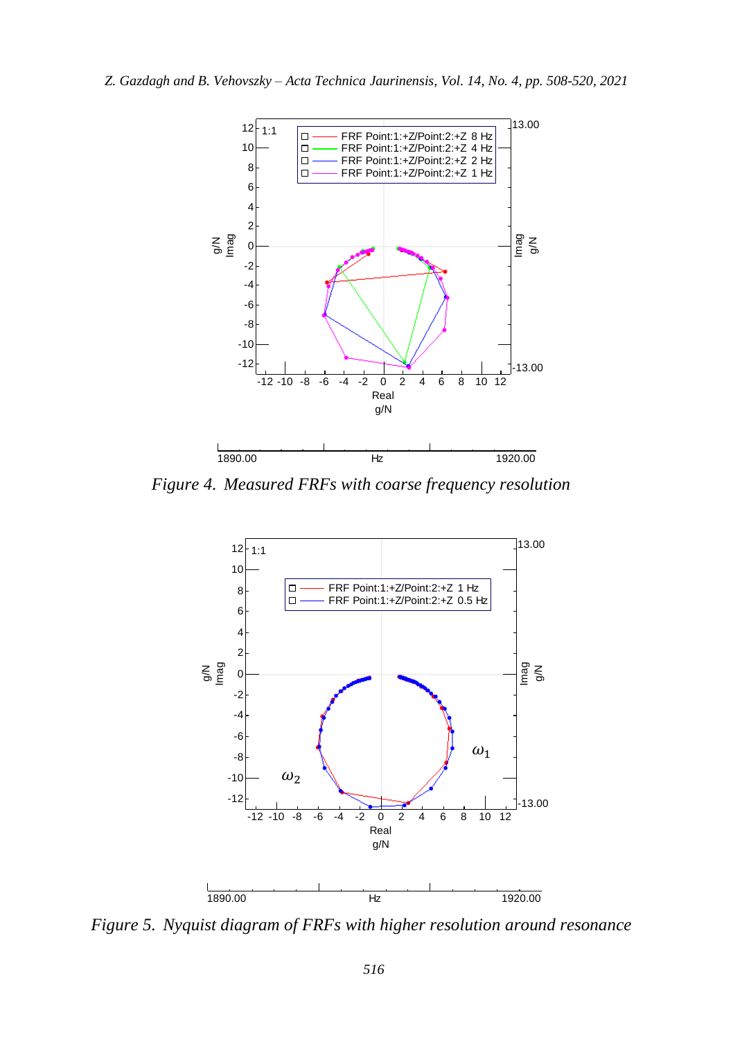Figure 4. Measured FRFs with coarse frequency resolution

Figure 5. Nyquist diagram of FRFs with higher resolution around resonance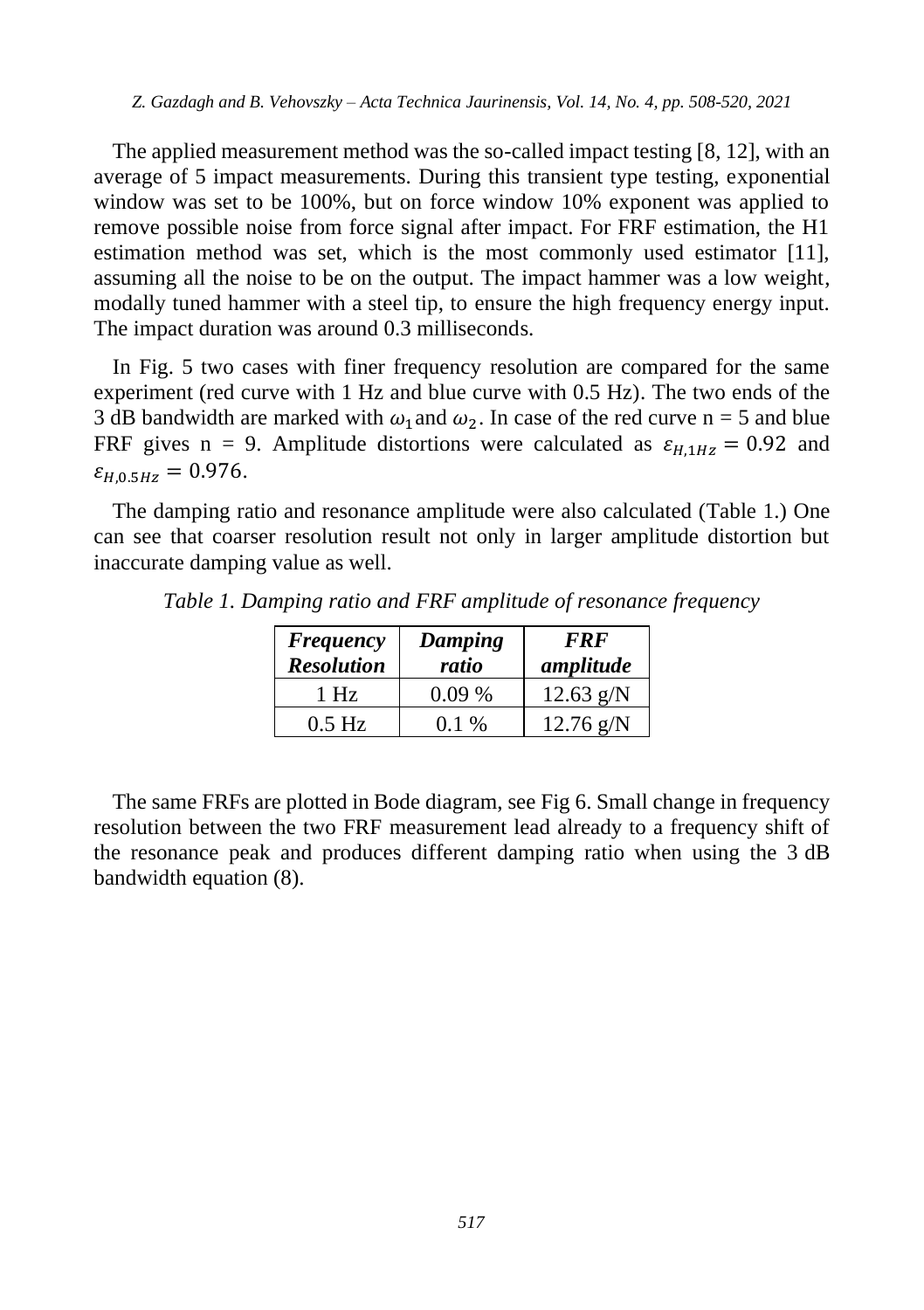The applied measurement method was the so-called impact testing [8, 12], with an average of 5 impact measurements. During this transient type testing, exponential window was set to be 100%, but on force window 10% exponent was applied to remove possible noise from force signal after impact. For FRF estimation, the H1 estimation method was set, which is the most commonly used estimator [11], assuming all the noise to be on the output. The impact hammer was a low weight, modally tuned hammer with a steel tip, to ensure the high frequency energy input. The impact duration was around 0.3 milliseconds.

In Fig. 5 two cases with finer frequency resolution are compared for the same experiment (red curve with 1 Hz and blue curve with 0.5 Hz). The two ends of the 3 dB bandwidth are marked with $\omega_1$ and $\omega_2$. In case of the red curve n = 5 and blue FRF gives n = 9. Amplitude distortions were calculated as $\varepsilon_{H,1Hz} = 0.92$ and $\varepsilon_{H,0.5Hz} = 0.976$.

The damping ratio and resonance amplitude were also calculated (Table 1.) One can see that coarser resolution result not only in larger amplitude distortion but inaccurate damping value as well.

*Table 1. Damping ratio and FRF amplitude of resonance frequency*

| ***Frequency Resolution*** | ***Damping ratio*** | ***FRF amplitude*** |
|---|---|---|
| 1 Hz | 0.09 % | 12.63 g/N |
| 0.5 Hz | 0.1 % | 12.76 g/N |

The same FRFs are plotted in Bode diagram, see Fig 6. Small change in frequency resolution between the two FRF measurement lead already to a frequency shift of the resonance peak and produces different damping ratio when using the 3 dB bandwidth equation (8).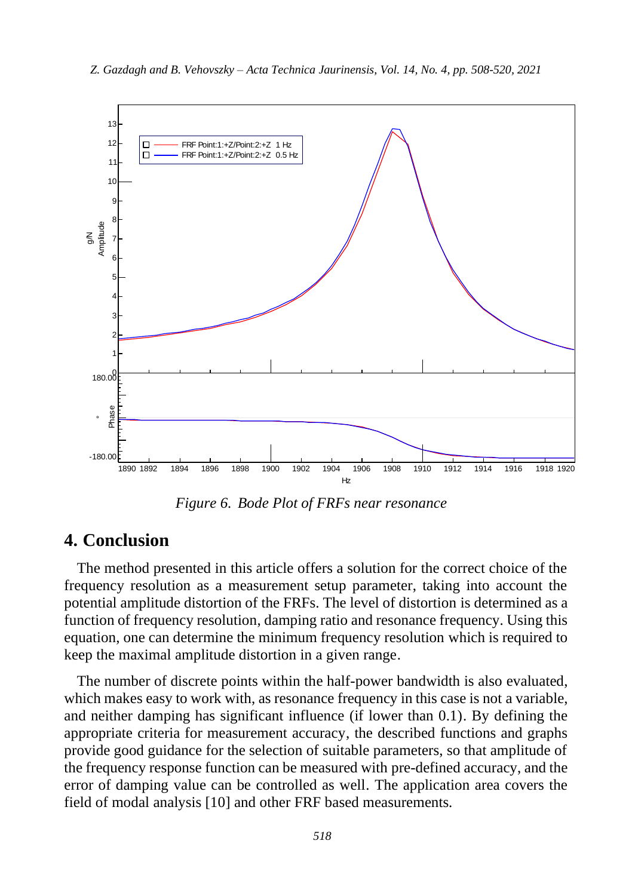Figure 6. *Bode Plot of FRFs near resonance*

## 4. Conclusion

The method presented in this article offers a solution for the correct choice of the frequency resolution as a measurement setup parameter, taking into account the potential amplitude distortion of the FRFs. The level of distortion is determined as a function of frequency resolution, damping ratio and resonance frequency. Using this equation, one can determine the minimum frequency resolution which is required to keep the maximal amplitude distortion in a given range.

The number of discrete points within the half-power bandwidth is also evaluated, which makes easy to work with, as resonance frequency in this case is not a variable, and neither damping has significant influence (if lower than 0.1). By defining the appropriate criteria for measurement accuracy, the described functions and graphs provide good guidance for the selection of suitable parameters, so that amplitude of the frequency response function can be measured with pre-defined accuracy, and the error of damping value can be controlled as well. The application area covers the field of modal analysis [10] and other FRF based measurements.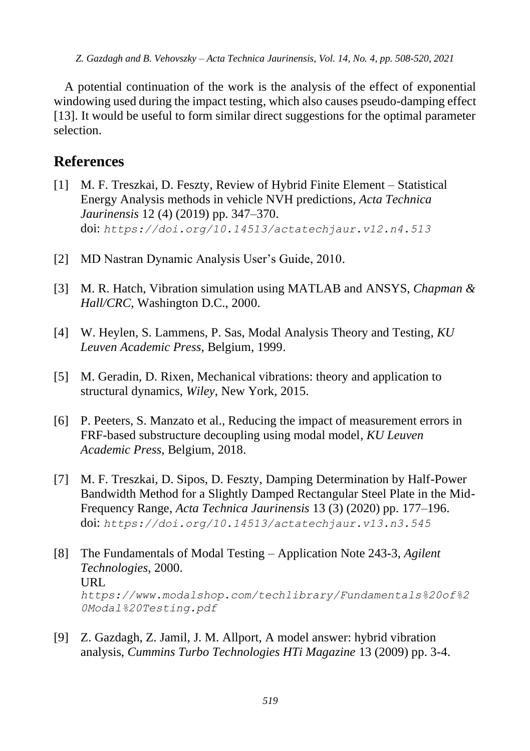A potential continuation of the work is the analysis of the effect of exponential windowing used during the impact testing, which also causes pseudo-damping effect [13]. It would be useful to form similar direct suggestions for the optimal parameter selection.

## References

[1] M. F. Treszkai, D. Feszty, Review of Hybrid Finite Element – Statistical Energy Analysis methods in vehicle NVH predictions, *Acta Technica Jaurinensis* 12 (4) (2019) pp. 347–370. doi: `https://doi.org/10.14513/actatechjaur.v12.n4.513`

[2] MD Nastran Dynamic Analysis User's Guide, 2010.

[3] M. R. Hatch, Vibration simulation using MATLAB and ANSYS, *Chapman & Hall/CRC*, Washington D.C., 2000.

[4] W. Heylen, S. Lammens, P. Sas, Modal Analysis Theory and Testing, *KU Leuven Academic Press*, Belgium, 1999.

[5] M. Geradin, D. Rixen, Mechanical vibrations: theory and application to structural dynamics, *Wiley*, New York, 2015.

[6] P. Peeters, S. Manzato et al., Reducing the impact of measurement errors in FRF-based substructure decoupling using modal model, *KU Leuven Academic Press*, Belgium, 2018.

[7] M. F. Treszkai, D. Sipos, D. Feszty, Damping Determination by Half-Power Bandwidth Method for a Slightly Damped Rectangular Steel Plate in the Mid-Frequency Range, *Acta Technica Jaurinensis* 13 (3) (2020) pp. 177–196. doi: `https://doi.org/10.14513/actatechjaur.v13.n3.545`

[8] The Fundamentals of Modal Testing – Application Note 243-3, *Agilent Technologies*, 2000. URL `https://www.modalshop.com/techlibrary/Fundamentals%20of%20Modal%20Testing.pdf`

[9] Z. Gazdagh, Z. Jamil, J. M. Allport, A model answer: hybrid vibration analysis, *Cummins Turbo Technologies HTi Magazine* 13 (2009) pp. 3-4.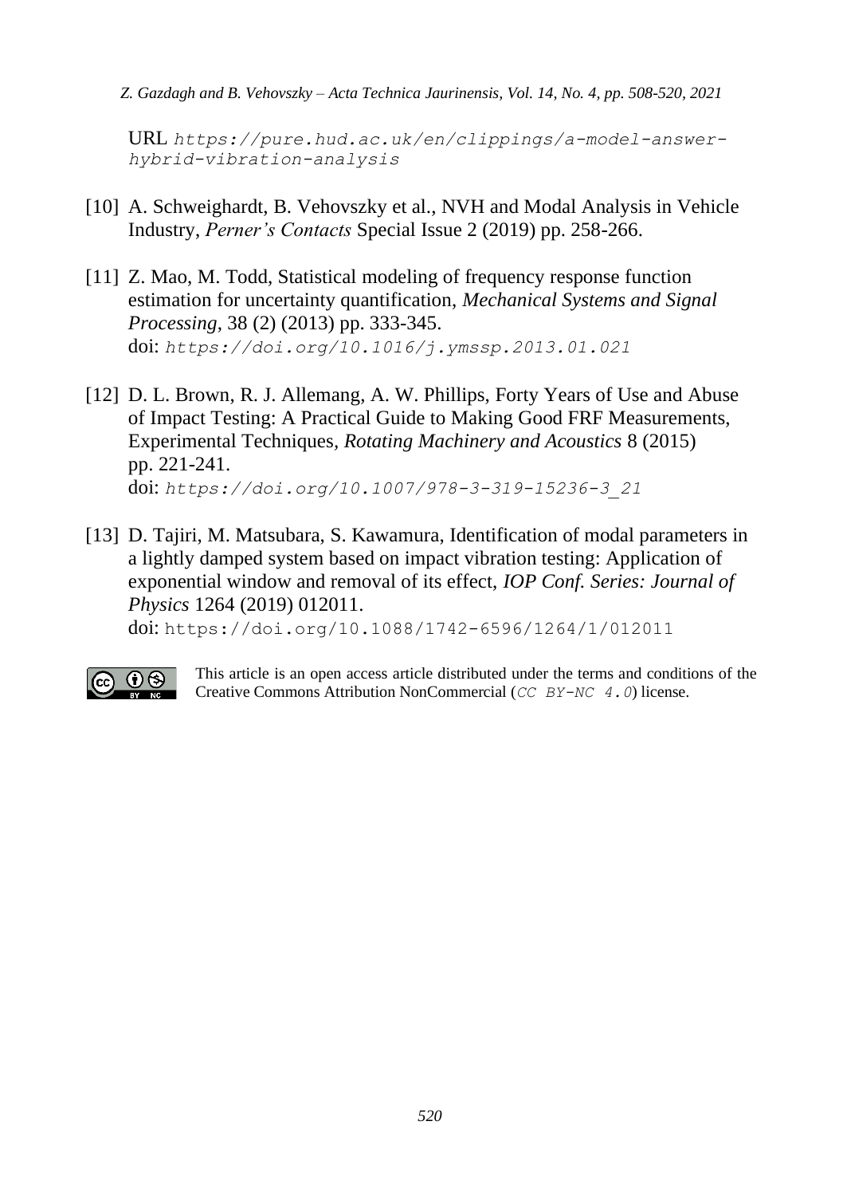URL *https://pure.hud.ac.uk/en/clippings/a-model-answer-hybrid-vibration-analysis*

[10] A. Schweighardt, B. Vehovszky et al., NVH and Modal Analysis in Vehicle Industry, *Perner's Contacts* Special Issue 2 (2019) pp. 258-266.

[11] Z. Mao, M. Todd, Statistical modeling of frequency response function estimation for uncertainty quantification, *Mechanical Systems and Signal Processing*, 38 (2) (2013) pp. 333-345.
doi: *https://doi.org/10.1016/j.ymssp.2013.01.021*

[12] D. L. Brown, R. J. Allemang, A. W. Phillips, Forty Years of Use and Abuse of Impact Testing: A Practical Guide to Making Good FRF Measurements, Experimental Techniques, *Rotating Machinery and Acoustics* 8 (2015) pp. 221-241.
doi: *https://doi.org/10.1007/978-3-319-15236-3_21*

[13] D. Tajiri, M. Matsubara, S. Kawamura, Identification of modal parameters in a lightly damped system based on impact vibration testing: Application of exponential window and removal of its effect, *IOP Conf. Series: Journal of Physics* 1264 (2019) 012011.
doi: https://doi.org/10.1088/1742-6596/1264/1/012011

This article is an open access article distributed under the terms and conditions of the Creative Commons Attribution NonCommercial (*CC BY-NC 4.0*) license.